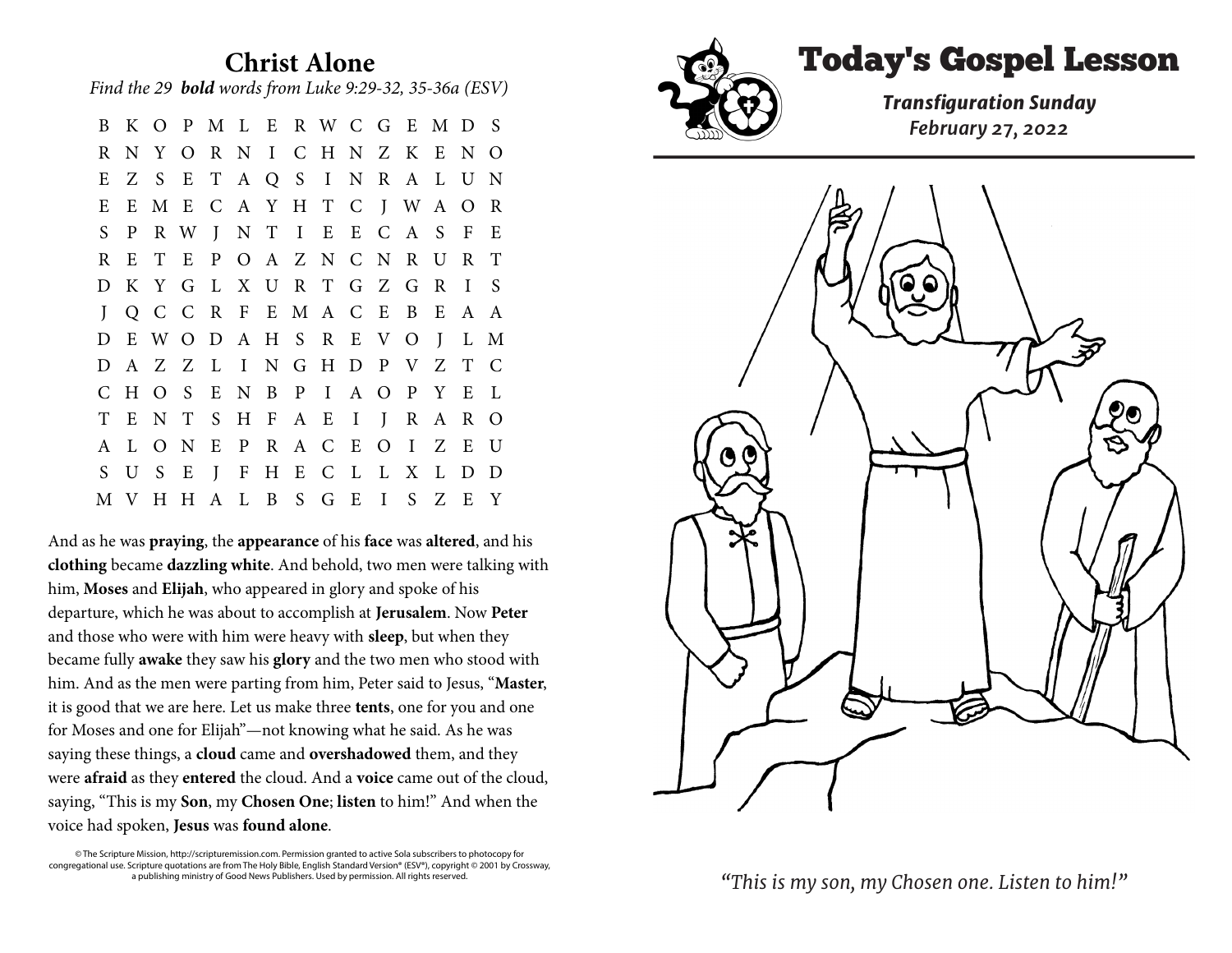## Christ Alone

*Find the 29* ***bold*** *words from Luke 9:29-32, 35-36a (ESV)*

```
B K O P M L E R W C G E M D S
R N Y O R N I C H N Z K E N O
E Z S E T A Q S I N R A L U N
E E M E C A Y H T C J W A O R
S P R W J N T I E E C A S F E
R E T E P O A Z N C N R U R T
D K Y G L X U R T G Z G R I S
J Q C C R F E M A C E B E A A
D E W O D A H S R E V O J L M
D A Z Z L I N G H D P V Z T C
C H O S E N B P I A O P Y E L
T E N T S H F A E I J R A R O
A L O N E P R A C E O I Z E U
S U S E J F H E C L L X L D D
M V H H A L B S G E I S Z E Y
```

And as he was **praying**, the **appearance** of his **face** was **altered**, and his **clothing** became **dazzling white**. And behold, two men were talking with him, **Moses** and **Elijah**, who appeared in glory and spoke of his departure, which he was about to accomplish at **Jerusalem**. Now **Peter** and those who were with him were heavy with **sleep**, but when they became fully **awake** they saw his **glory** and the two men who stood with him. And as the men were parting from him, Peter said to Jesus, "**Master**, it is good that we are here. Let us make three **tents**, one for you and one for Moses and one for Elijah"—not knowing what he said. As he was saying these things, a **cloud** came and **overshadowed** them, and they were **afraid** as they **entered** the cloud. And a **voice** came out of the cloud, saying, "This is my **Son**, my **Chosen One**; **listen** to him!" And when the voice had spoken, **Jesus** was **found alone**.

© The Scripture Mission, http://scripturemission.com. Permission granted to active Sola subscribers to photocopy for congregational use. Scripture quotations are from The Holy Bible, English Standard Version® (ESV®), copyright © 2001 by Crossway, a publishing ministry of Good News Publishers. Used by permission. All rights reserved.

# Today's Gospel Lesson

***Transfiguration Sunday***
***February 27, 2022***

*"This is my son, my Chosen one. Listen to him!"*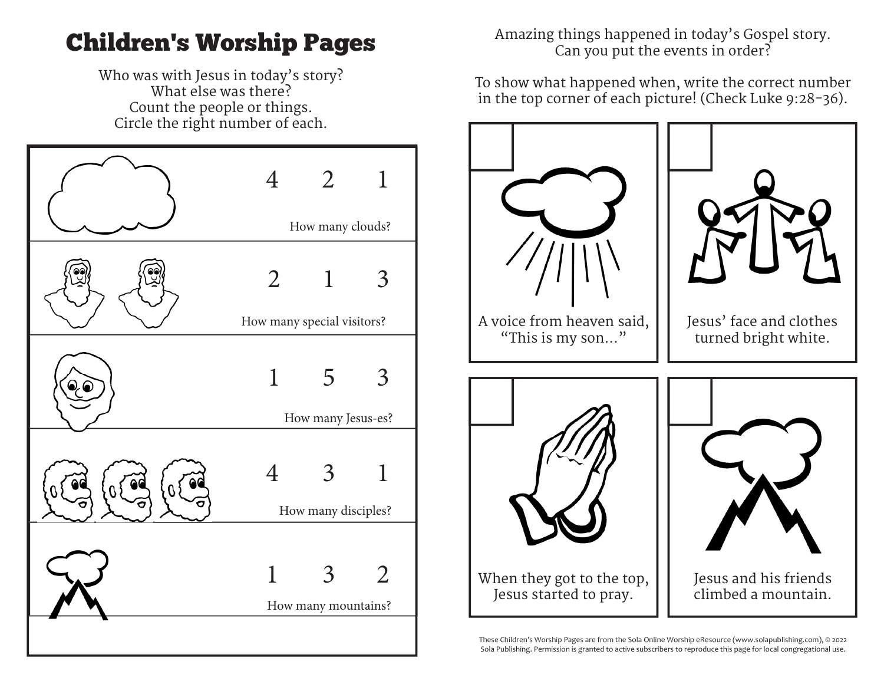# Children's Worship Pages

Who was with Jesus in today's story?
What else was there?
Count the people or things.
Circle the right number of each.

4 2 1

How many clouds?

2 1 3

How many special visitors?

1 5 3

How many Jesus-es?

4 3 1

How many disciples?

1 3 2

How many mountains?

Amazing things happened in today's Gospel story.
Can you put the events in order?

To show what happened when, write the correct number in the top corner of each picture! (Check Luke 9:28-36).

A voice from heaven said, "This is my son..."

Jesus' face and clothes turned bright white.

When they got to the top, Jesus started to pray.

Jesus and his friends climbed a mountain.

These Children's Worship Pages are from the Sola Online Worship eResource (www.solapublishing.com), © 2022 Sola Publishing. Permission is granted to active subscribers to reproduce this page for local congregational use.